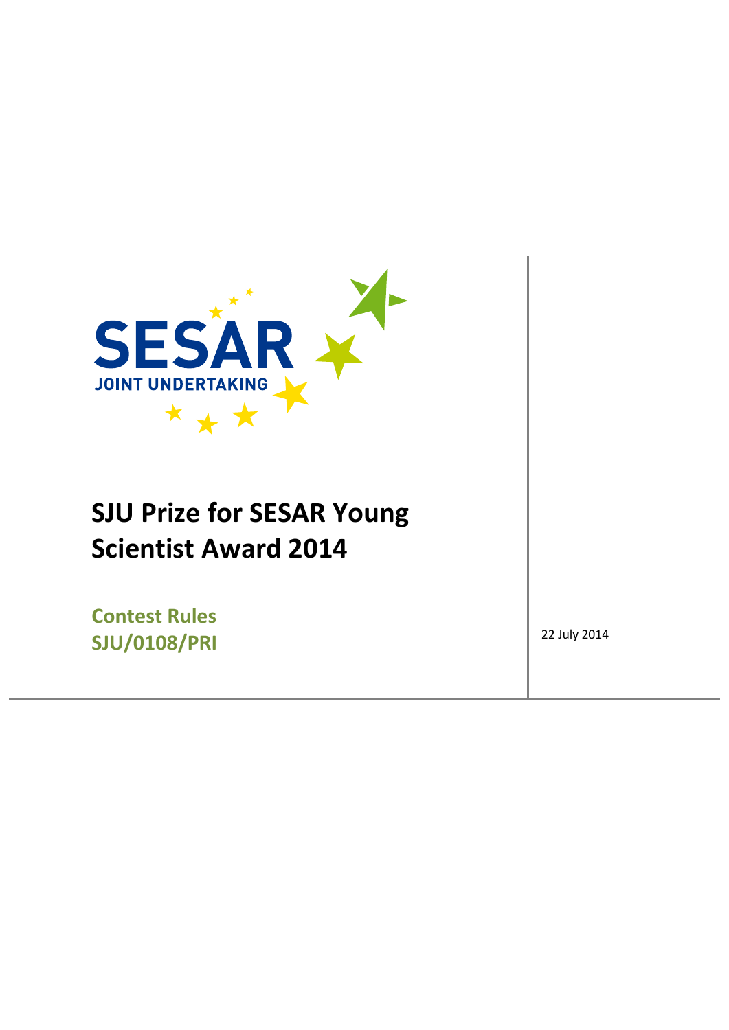SESAR

JOINT UNDERTAKING

# SJU Prize for SESAR Young Scientist Award 2014

**Contest Rules**
**SJU/0108/PRI**

22 July 2014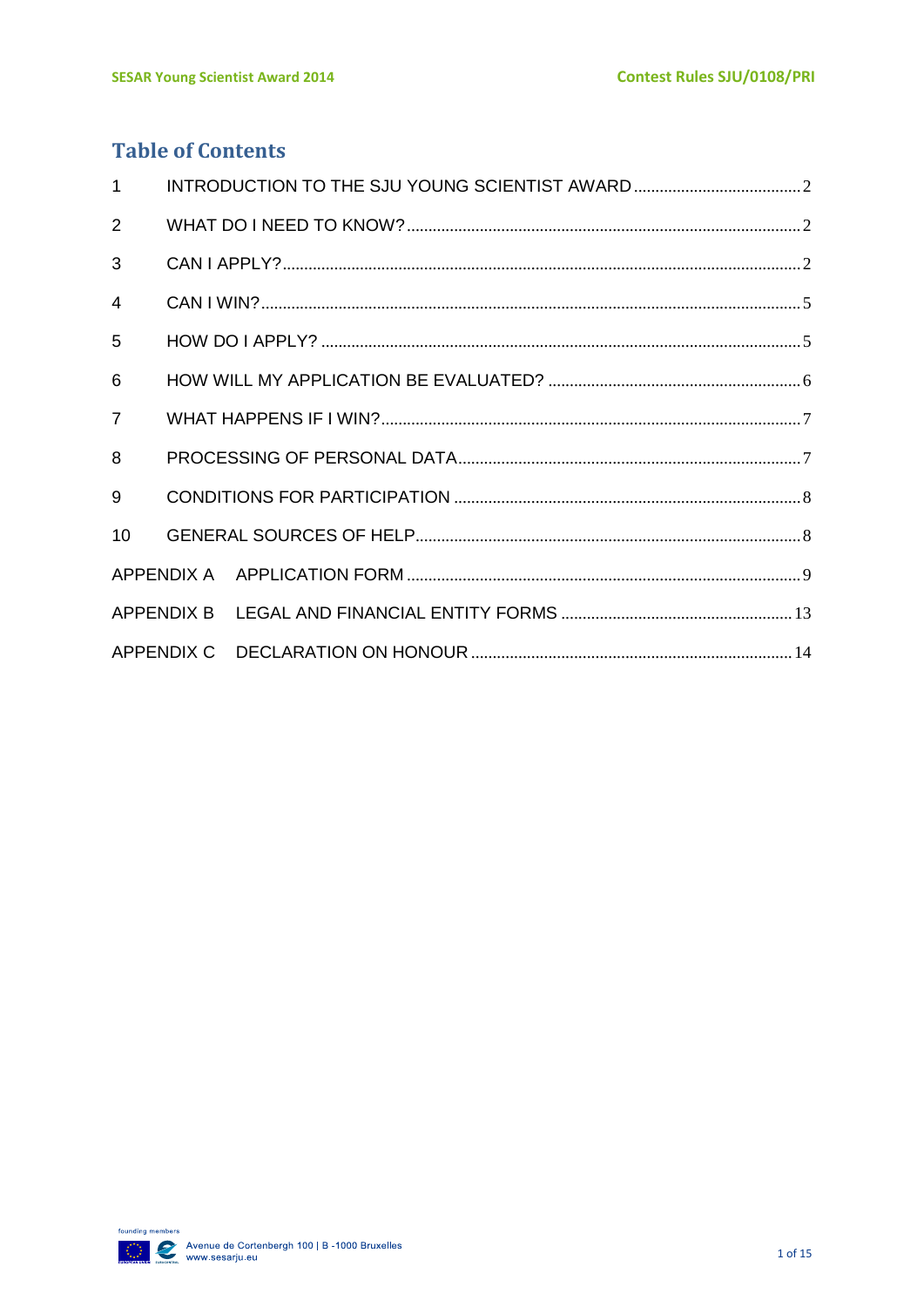## Table of Contents

| | | |
|---|---|---|
| 1 | INTRODUCTION TO THE SJU YOUNG SCIENTIST AWARD | 2 |
| 2 | WHAT DO I NEED TO KNOW? | 2 |
| 3 | CAN I APPLY? | 2 |
| 4 | CAN I WIN? | 5 |
| 5 | HOW DO I APPLY? | 5 |
| 6 | HOW WILL MY APPLICATION BE EVALUATED? | 6 |
| 7 | WHAT HAPPENS IF I WIN? | 7 |
| 8 | PROCESSING OF PERSONAL DATA | 7 |
| 9 | CONDITIONS FOR PARTICIPATION | 8 |
| 10 | GENERAL SOURCES OF HELP | 8 |
| APPENDIX A | APPLICATION FORM | 9 |
| APPENDIX B | LEGAL AND FINANCIAL ENTITY FORMS | 13 |
| APPENDIX C | DECLARATION ON HONOUR | 14 |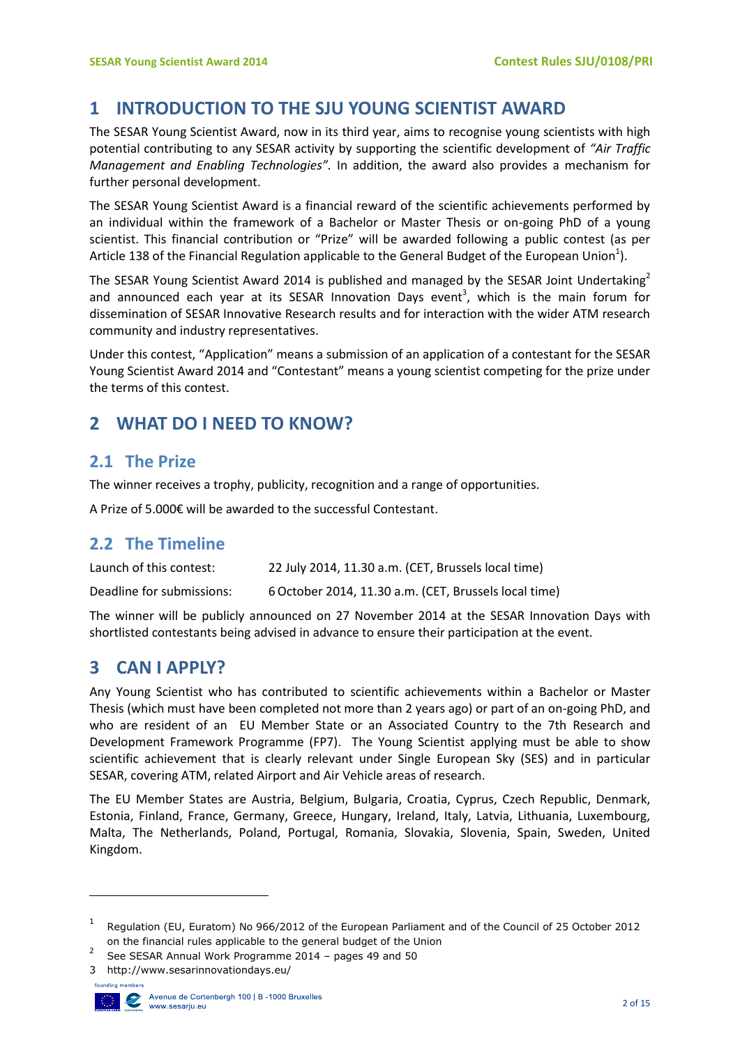# 1 INTRODUCTION TO THE SJU YOUNG SCIENTIST AWARD

The SESAR Young Scientist Award, now in its third year, aims to recognise young scientists with high potential contributing to any SESAR activity by supporting the scientific development of *"Air Traffic Management and Enabling Technologies"*. In addition, the award also provides a mechanism for further personal development.

The SESAR Young Scientist Award is a financial reward of the scientific achievements performed by an individual within the framework of a Bachelor or Master Thesis or on-going PhD of a young scientist. This financial contribution or "Prize" will be awarded following a public contest (as per Article 138 of the Financial Regulation applicable to the General Budget of the European Union[1]).

The SESAR Young Scientist Award 2014 is published and managed by the SESAR Joint Undertaking[2] and announced each year at its SESAR Innovation Days event[3], which is the main forum for dissemination of SESAR Innovative Research results and for interaction with the wider ATM research community and industry representatives.

Under this contest, "Application" means a submission of an application of a contestant for the SESAR Young Scientist Award 2014 and "Contestant" means a young scientist competing for the prize under the terms of this contest.

# 2 WHAT DO I NEED TO KNOW?

## 2.1 The Prize

The winner receives a trophy, publicity, recognition and a range of opportunities.

A Prize of 5.000€ will be awarded to the successful Contestant.

## 2.2 The Timeline

| | |
|---|---|
| Launch of this contest: | 22 July 2014, 11.30 a.m. (CET, Brussels local time) |
| Deadline for submissions: | 6 October 2014, 11.30 a.m. (CET, Brussels local time) |

The winner will be publicly announced on 27 November 2014 at the SESAR Innovation Days with shortlisted contestants being advised in advance to ensure their participation at the event.

# 3 CAN I APPLY?

Any Young Scientist who has contributed to scientific achievements within a Bachelor or Master Thesis (which must have been completed not more than 2 years ago) or part of an on-going PhD, and who are resident of an EU Member State or an Associated Country to the 7th Research and Development Framework Programme (FP7). The Young Scientist applying must be able to show scientific achievement that is clearly relevant under Single European Sky (SES) and in particular SESAR, covering ATM, related Airport and Air Vehicle areas of research.

The EU Member States are Austria, Belgium, Bulgaria, Croatia, Cyprus, Czech Republic, Denmark, Estonia, Finland, France, Germany, Greece, Hungary, Ireland, Italy, Latvia, Lithuania, Luxembourg, Malta, The Netherlands, Poland, Portugal, Romania, Slovakia, Slovenia, Spain, Sweden, United Kingdom.

---

[1] Regulation (EU, Euratom) No 966/2012 of the European Parliament and of the Council of 25 October 2012 on the financial rules applicable to the general budget of the Union

[2] See SESAR Annual Work Programme 2014 – pages 49 and 50

[3] http://www.sesarinnovationdays.eu/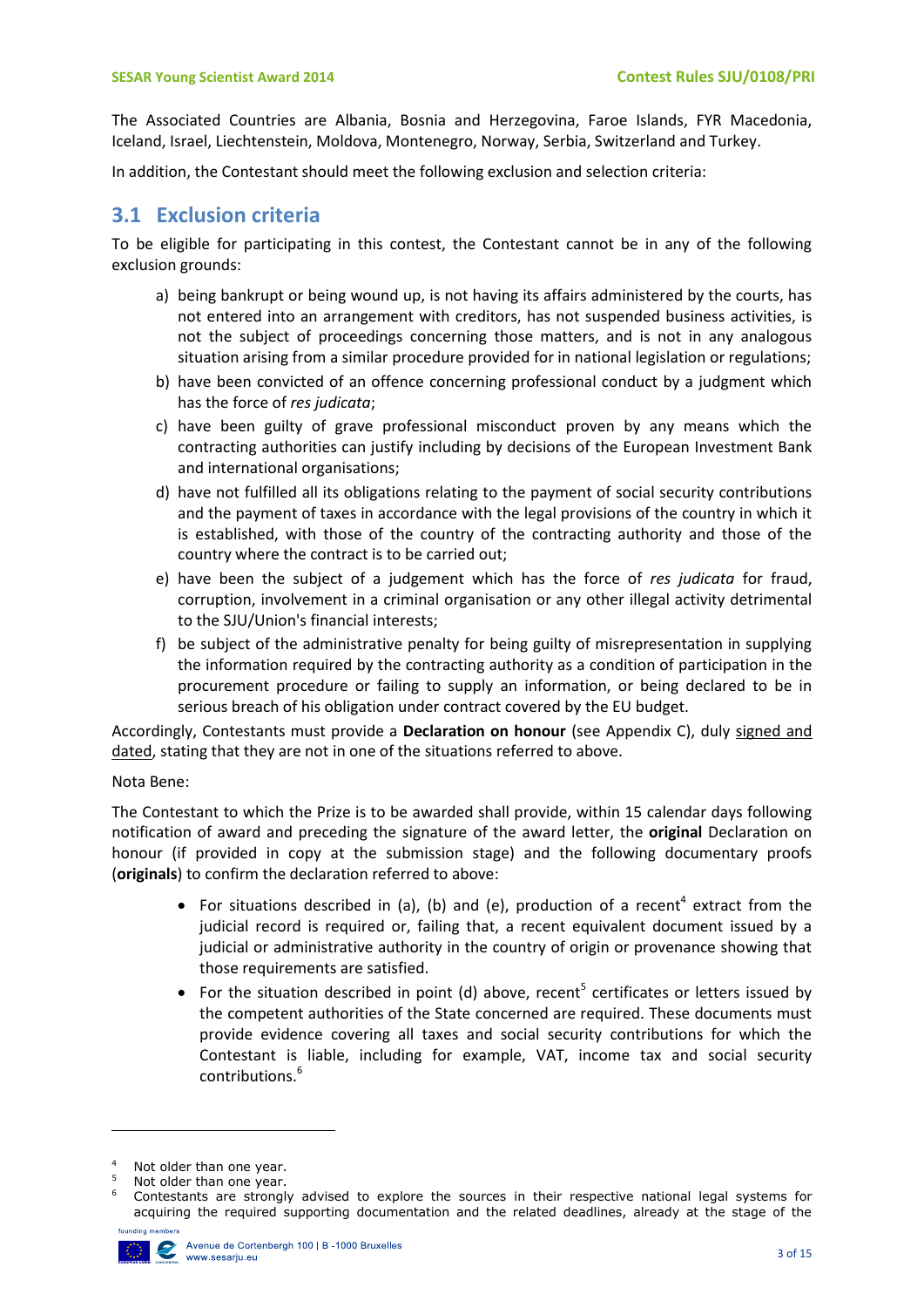The Associated Countries are Albania, Bosnia and Herzegovina, Faroe Islands, FYR Macedonia, Iceland, Israel, Liechtenstein, Moldova, Montenegro, Norway, Serbia, Switzerland and Turkey.

In addition, the Contestant should meet the following exclusion and selection criteria:

## 3.1 Exclusion criteria

To be eligible for participating in this contest, the Contestant cannot be in any of the following exclusion grounds:

a) being bankrupt or being wound up, is not having its affairs administered by the courts, has not entered into an arrangement with creditors, has not suspended business activities, is not the subject of proceedings concerning those matters, and is not in any analogous situation arising from a similar procedure provided for in national legislation or regulations;
b) have been convicted of an offence concerning professional conduct by a judgment which has the force of *res judicata*;
c) have been guilty of grave professional misconduct proven by any means which the contracting authorities can justify including by decisions of the European Investment Bank and international organisations;
d) have not fulfilled all its obligations relating to the payment of social security contributions and the payment of taxes in accordance with the legal provisions of the country in which it is established, with those of the country of the contracting authority and those of the country where the contract is to be carried out;
e) have been the subject of a judgement which has the force of *res judicata* for fraud, corruption, involvement in a criminal organisation or any other illegal activity detrimental to the SJU/Union's financial interests;
f) be subject of the administrative penalty for being guilty of misrepresentation in supplying the information required by the contracting authority as a condition of participation in the procurement procedure or failing to supply an information, or being declared to be in serious breach of his obligation under contract covered by the EU budget.

Accordingly, Contestants must provide a **Declaration on honour** (see Appendix C), duly signed and dated, stating that they are not in one of the situations referred to above.

Nota Bene:

The Contestant to which the Prize is to be awarded shall provide, within 15 calendar days following notification of award and preceding the signature of the award letter, the **original** Declaration on honour (if provided in copy at the submission stage) and the following documentary proofs (**originals**) to confirm the declaration referred to above:

- For situations described in (a), (b) and (e), production of a recent[4] extract from the judicial record is required or, failing that, a recent equivalent document issued by a judicial or administrative authority in the country of origin or provenance showing that those requirements are satisfied.
- For the situation described in point (d) above, recent[5] certificates or letters issued by the competent authorities of the State concerned are required. These documents must provide evidence covering all taxes and social security contributions for which the Contestant is liable, including for example, VAT, income tax and social security contributions.[6]

[4] Not older than one year.
[5] Not older than one year.
[6] Contestants are strongly advised to explore the sources in their respective national legal systems for acquiring the required supporting documentation and the related deadlines, already at the stage of the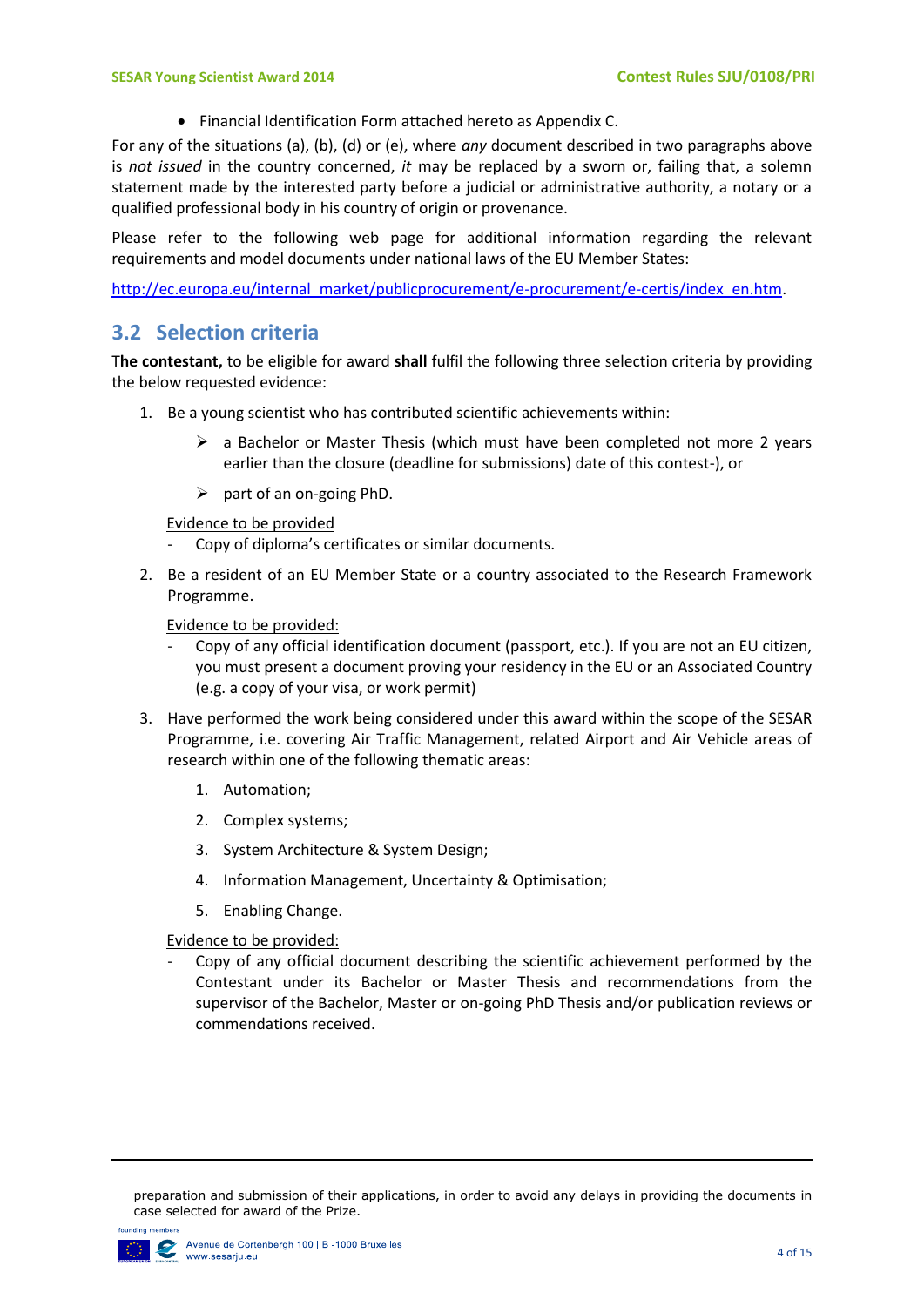- Financial Identification Form attached hereto as Appendix C.

For any of the situations (a), (b), (d) or (e), where *any* document described in two paragraphs above is *not issued* in the country concerned, *it* may be replaced by a sworn or, failing that, a solemn statement made by the interested party before a judicial or administrative authority, a notary or a qualified professional body in his country of origin or provenance.

Please refer to the following web page for additional information regarding the relevant requirements and model documents under national laws of the EU Member States:

http://ec.europa.eu/internal_market/publicprocurement/e-procurement/e-certis/index_en.htm.

## 3.2 Selection criteria

T**he contestant,** to be eligible for award **shall** fulfil the following three selection criteria by providing the below requested evidence:

1. Be a young scientist who has contributed scientific achievements within:
   - a Bachelor or Master Thesis (which must have been completed not more 2 years earlier than the closure (deadline for submissions) date of this contest-), or
   - part of an on-going PhD.

   Evidence to be provided
   - Copy of diploma's certificates or similar documents.

2. Be a resident of an EU Member State or a country associated to the Research Framework Programme.

   Evidence to be provided:
   - Copy of any official identification document (passport, etc.). If you are not an EU citizen, you must present a document proving your residency in the EU or an Associated Country (e.g. a copy of your visa, or work permit)

3. Have performed the work being considered under this award within the scope of the SESAR Programme, i.e. covering Air Traffic Management, related Airport and Air Vehicle areas of research within one of the following thematic areas:
   1. Automation;
   2. Complex systems;
   3. System Architecture & System Design;
   4. Information Management, Uncertainty & Optimisation;
   5. Enabling Change.

   Evidence to be provided:
   - Copy of any official document describing the scientific achievement performed by the Contestant under its Bachelor or Master Thesis and recommendations from the supervisor of the Bachelor, Master or on-going PhD Thesis and/or publication reviews or commendations received.

preparation and submission of their applications, in order to avoid any delays in providing the documents in case selected for award of the Prize.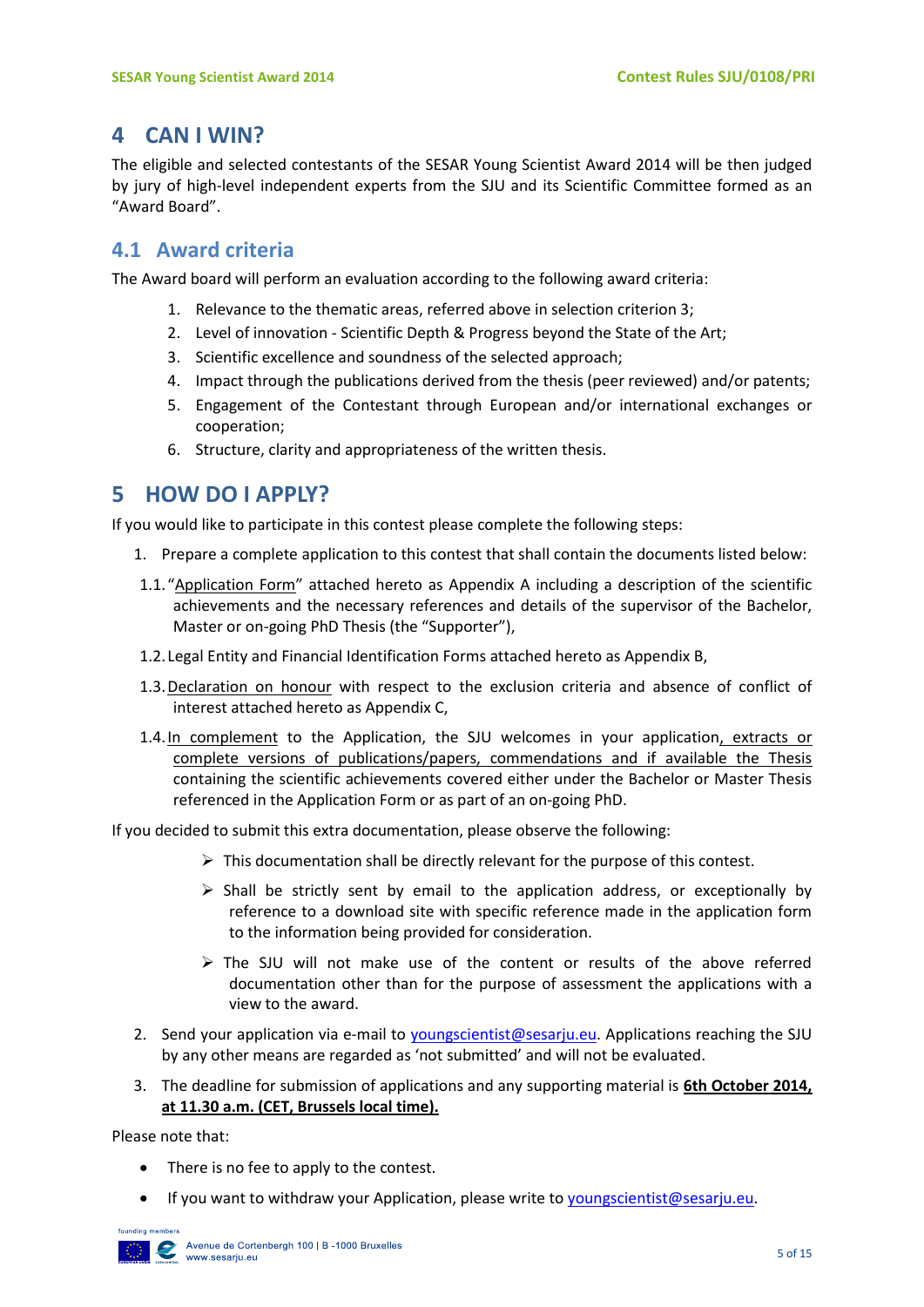## 4 CAN I WIN?

The eligible and selected contestants of the SESAR Young Scientist Award 2014 will be then judged by jury of high-level independent experts from the SJU and its Scientific Committee formed as an "Award Board".

### 4.1 Award criteria

The Award board will perform an evaluation according to the following award criteria:

1. Relevance to the thematic areas, referred above in selection criterion 3;
2. Level of innovation - Scientific Depth & Progress beyond the State of the Art;
3. Scientific excellence and soundness of the selected approach;
4. Impact through the publications derived from the thesis (peer reviewed) and/or patents;
5. Engagement of the Contestant through European and/or international exchanges or cooperation;
6. Structure, clarity and appropriateness of the written thesis.

## 5 HOW DO I APPLY?

If you would like to participate in this contest please complete the following steps:

1. Prepare a complete application to this contest that shall contain the documents listed below:

   1.1. "Application Form" attached hereto as Appendix A including a description of the scientific achievements and the necessary references and details of the supervisor of the Bachelor, Master or on-going PhD Thesis (the "Supporter"),

   1.2. Legal Entity and Financial Identification Forms attached hereto as Appendix B,

   1.3. Declaration on honour with respect to the exclusion criteria and absence of conflict of interest attached hereto as Appendix C,

   1.4. In complement to the Application, the SJU welcomes in your application, extracts or complete versions of publications/papers, commendations and if available the Thesis containing the scientific achievements covered either under the Bachelor or Master Thesis referenced in the Application Form or as part of an on-going PhD.

If you decided to submit this extra documentation, please observe the following:

- This documentation shall be directly relevant for the purpose of this contest.
- Shall be strictly sent by email to the application address, or exceptionally by reference to a download site with specific reference made in the application form to the information being provided for consideration.
- The SJU will not make use of the content or results of the above referred documentation other than for the purpose of assessment the applications with a view to the award.

2. Send your application via e-mail to youngscientist@sesarju.eu. Applications reaching the SJU by any other means are regarded as 'not submitted' and will not be evaluated.
3. The deadline for submission of applications and any supporting material is **6th October 2014, at 11.30 a.m. (CET, Brussels local time).**

Please note that:

- There is no fee to apply to the contest.
- If you want to withdraw your Application, please write to youngscientist@sesarju.eu.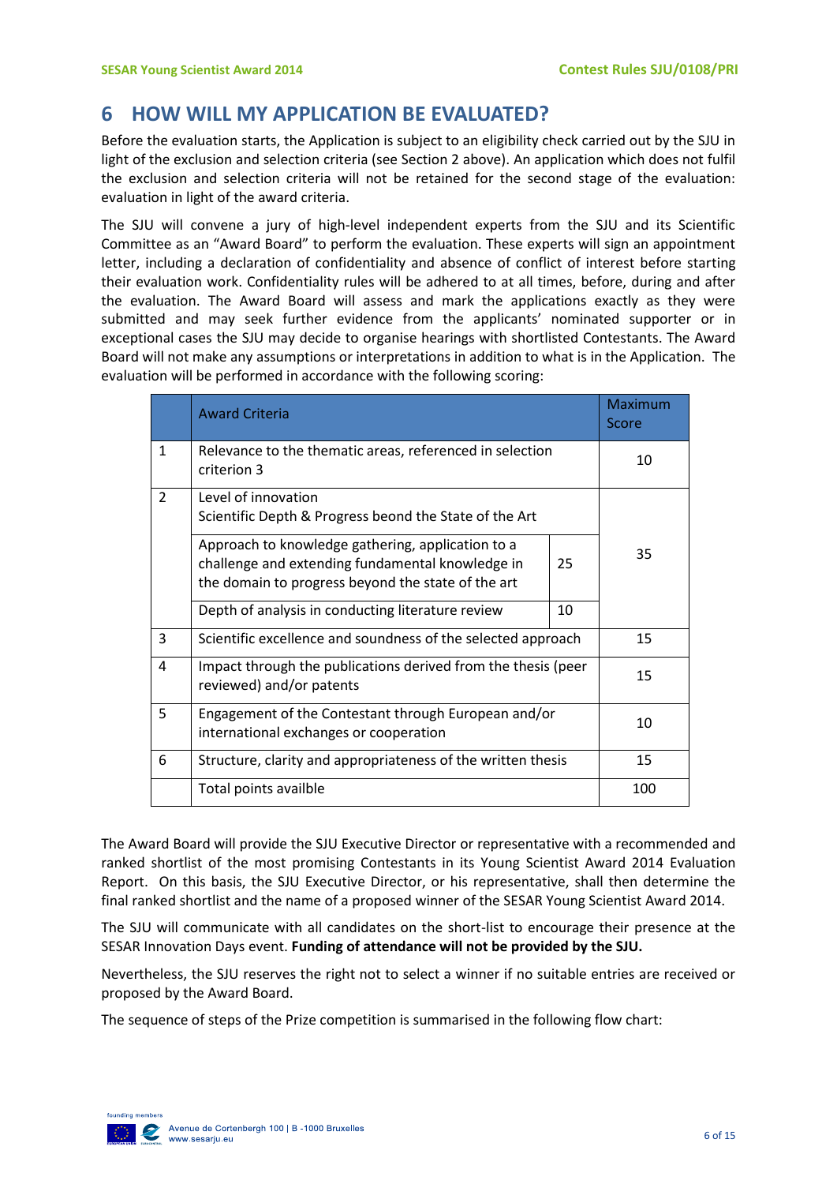## 6 HOW WILL MY APPLICATION BE EVALUATED?

Before the evaluation starts, the Application is subject to an eligibility check carried out by the SJU in light of the exclusion and selection criteria (see Section 2 above). An application which does not fulfil the exclusion and selection criteria will not be retained for the second stage of the evaluation: evaluation in light of the award criteria.

The SJU will convene a jury of high-level independent experts from the SJU and its Scientific Committee as an "Award Board" to perform the evaluation. These experts will sign an appointment letter, including a declaration of confidentiality and absence of conflict of interest before starting their evaluation work. Confidentiality rules will be adhered to at all times, before, during and after the evaluation. The Award Board will assess and mark the applications exactly as they were submitted and may seek further evidence from the applicants' nominated supporter or in exceptional cases the SJU may decide to organise hearings with shortlisted Contestants. The Award Board will not make any assumptions or interpretations in addition to what is in the Application. The evaluation will be performed in accordance with the following scoring:

| | Award Criteria | | Maximum Score |
|---|---|---|---|
| 1 | Relevance to the thematic areas, referenced in selection criterion 3 | | 10 |
| 2 | Level of innovation<br>Scientific Depth & Progress beond the State of the Art | | 35 |
| | Approach to knowledge gathering, application to a challenge and extending fundamental knowledge in the domain to progress beyond the state of the art | 25 | |
| | Depth of analysis in conducting literature review | 10 | |
| 3 | Scientific excellence and soundness of the selected approach | | 15 |
| 4 | Impact through the publications derived from the thesis (peer reviewed) and/or patents | | 15 |
| 5 | Engagement of the Contestant through European and/or international exchanges or cooperation | | 10 |
| 6 | Structure, clarity and appropriateness of the written thesis | | 15 |
| | Total points availble | | 100 |

The Award Board will provide the SJU Executive Director or representative with a recommended and ranked shortlist of the most promising Contestants in its Young Scientist Award 2014 Evaluation Report. On this basis, the SJU Executive Director, or his representative, shall then determine the final ranked shortlist and the name of a proposed winner of the SESAR Young Scientist Award 2014.

The SJU will communicate with all candidates on the short-list to encourage their presence at the SESAR Innovation Days event. **Funding of attendance will not be provided by the SJU.**

Nevertheless, the SJU reserves the right not to select a winner if no suitable entries are received or proposed by the Award Board.

The sequence of steps of the Prize competition is summarised in the following flow chart: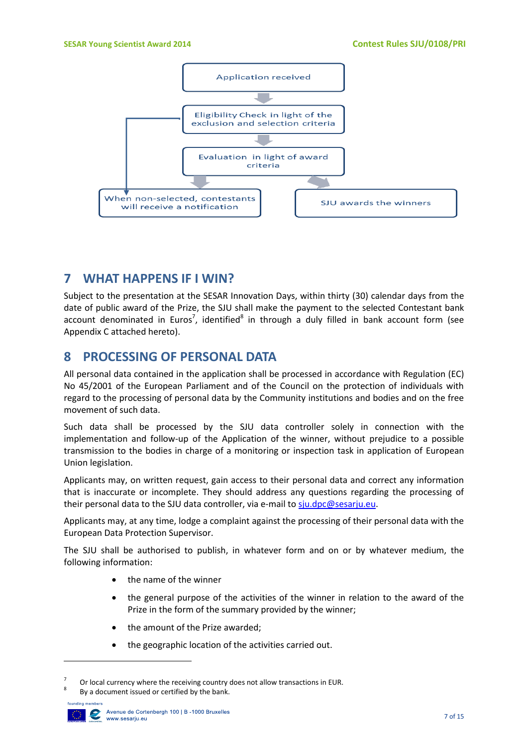Application received

Eligibility Check in light of the exclusion and selection criteria

Evaluation in light of award criteria

When non-selected, contestants will receive a notification

SJU awards the winners

# 7 WHAT HAPPENS IF I WIN?

Subject to the presentation at the SESAR Innovation Days, within thirty (30) calendar days from the date of public award of the Prize, the SJU shall make the payment to the selected Contestant bank account denominated in Euros[7], identified[8] in through a duly filled in bank account form (see Appendix C attached hereto).

# 8 PROCESSING OF PERSONAL DATA

All personal data contained in the application shall be processed in accordance with Regulation (EC) No 45/2001 of the European Parliament and of the Council on the protection of individuals with regard to the processing of personal data by the Community institutions and bodies and on the free movement of such data.

Such data shall be processed by the SJU data controller solely in connection with the implementation and follow-up of the Application of the winner, without prejudice to a possible transmission to the bodies in charge of a monitoring or inspection task in application of European Union legislation.

Applicants may, on written request, gain access to their personal data and correct any information that is inaccurate or incomplete. They should address any questions regarding the processing of their personal data to the SJU data controller, via e-mail to sju.dpc@sesarju.eu.

Applicants may, at any time, lodge a complaint against the processing of their personal data with the European Data Protection Supervisor.

The SJU shall be authorised to publish, in whatever form and on or by whatever medium, the following information:

- the name of the winner
- the general purpose of the activities of the winner in relation to the award of the Prize in the form of the summary provided by the winner;
- the amount of the Prize awarded;
- the geographic location of the activities carried out.

---

[7] Or local currency where the receiving country does not allow transactions in EUR.

[8] By a document issued or certified by the bank.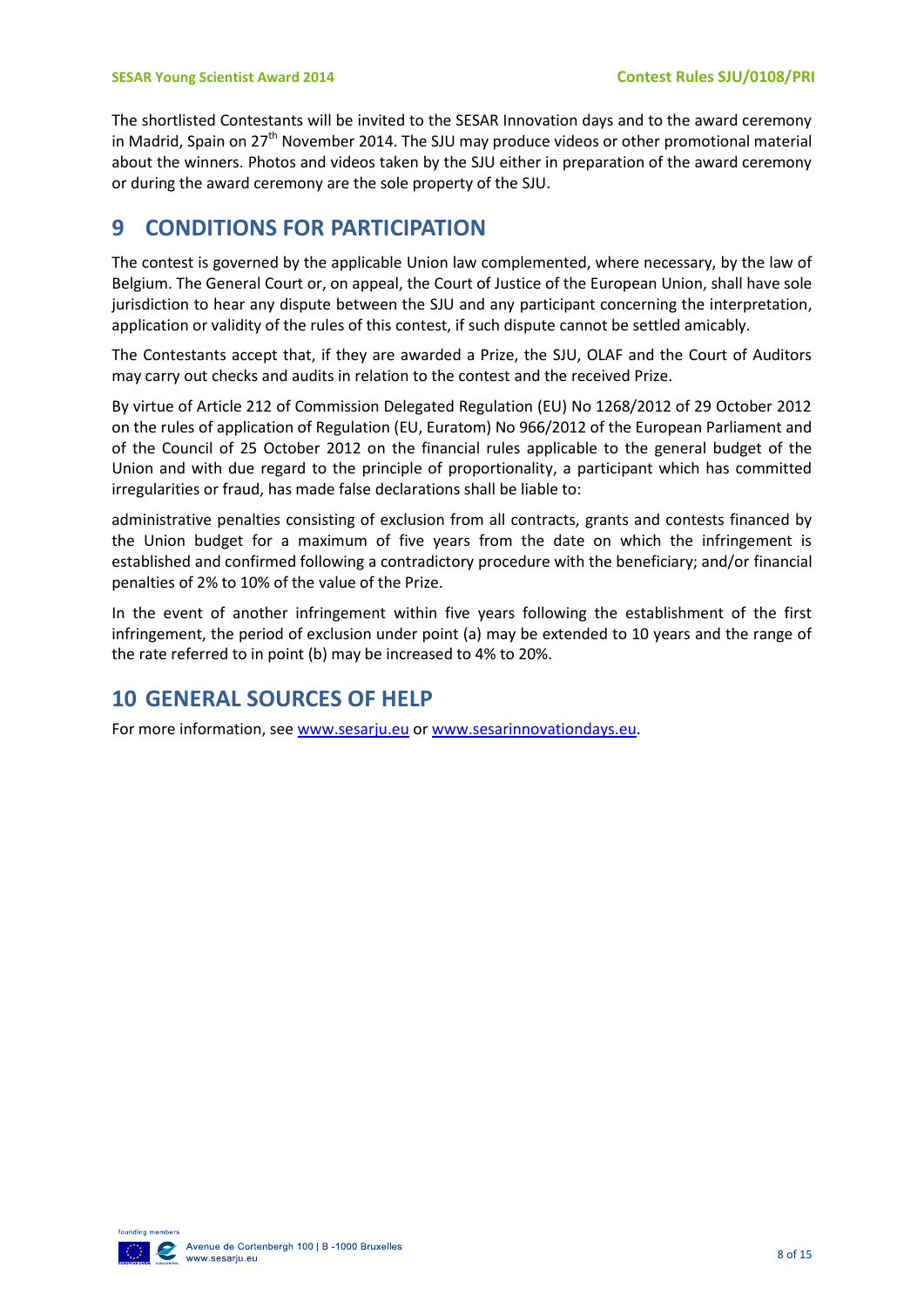The shortlisted Contestants will be invited to the SESAR Innovation days and to the award ceremony in Madrid, Spain on 27th November 2014. The SJU may produce videos or other promotional material about the winners. Photos and videos taken by the SJU either in preparation of the award ceremony or during the award ceremony are the sole property of the SJU.

# 9 CONDITIONS FOR PARTICIPATION

The contest is governed by the applicable Union law complemented, where necessary, by the law of Belgium. The General Court or, on appeal, the Court of Justice of the European Union, shall have sole jurisdiction to hear any dispute between the SJU and any participant concerning the interpretation, application or validity of the rules of this contest, if such dispute cannot be settled amicably.

The Contestants accept that, if they are awarded a Prize, the SJU, OLAF and the Court of Auditors may carry out checks and audits in relation to the contest and the received Prize.

By virtue of Article 212 of Commission Delegated Regulation (EU) No 1268/2012 of 29 October 2012 on the rules of application of Regulation (EU, Euratom) No 966/2012 of the European Parliament and of the Council of 25 October 2012 on the financial rules applicable to the general budget of the Union and with due regard to the principle of proportionality, a participant which has committed irregularities or fraud, has made false declarations shall be liable to:

administrative penalties consisting of exclusion from all contracts, grants and contests financed by the Union budget for a maximum of five years from the date on which the infringement is established and confirmed following a contradictory procedure with the beneficiary; and/or financial penalties of 2% to 10% of the value of the Prize.

In the event of another infringement within five years following the establishment of the first infringement, the period of exclusion under point (a) may be extended to 10 years and the range of the rate referred to in point (b) may be increased to 4% to 20%.

# 10 GENERAL SOURCES OF HELP

For more information, see www.sesarju.eu or www.sesarinnovationdays.eu.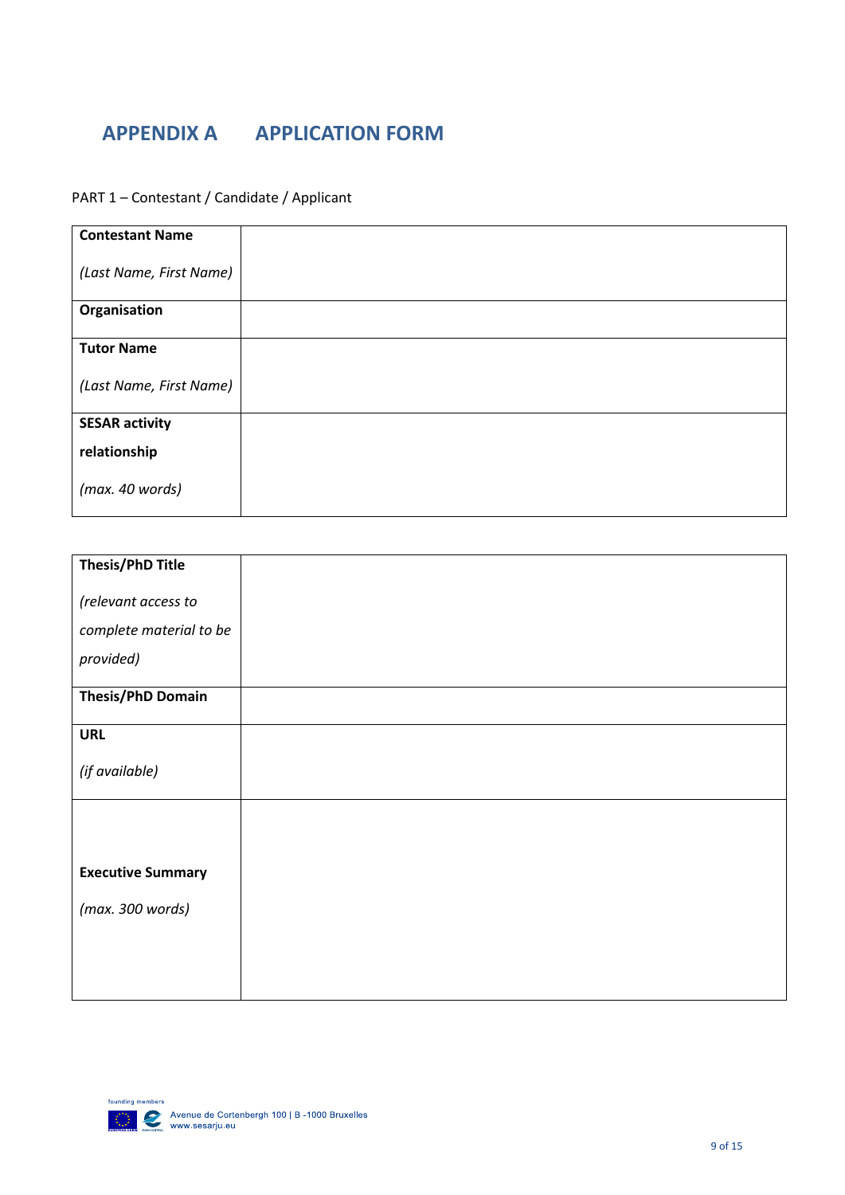# APPENDIX A APPLICATION FORM

PART 1 – Contestant / Candidate / Applicant

| | |
|---|---|
| **Contestant Name** <br> *(Last Name, First Name)* | |
| **Organisation** | |
| **Tutor Name** <br> *(Last Name, First Name)* | |
| **SESAR activity relationship** <br> *(max. 40 words)* | |

| | |
|---|---|
| **Thesis/PhD Title** <br> *(relevant access to complete material to be provided)* | |
| **Thesis/PhD Domain** | |
| **URL** <br> *(if available)* | |
| **Executive Summary** <br> *(max. 300 words)* | |

founding members

Avenue de Cortenbergh 100 | B -1000 Bruxelles
www.sesarju.eu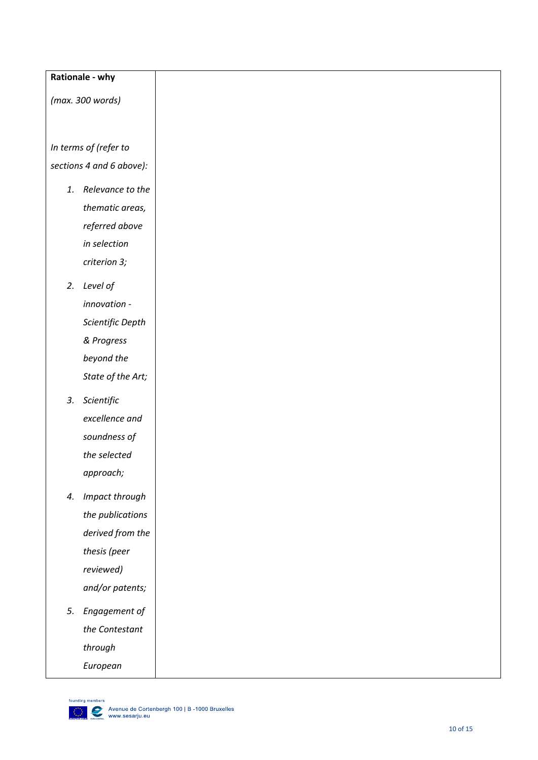| **Rationale - why**<br><br>*(max. 300 words)*<br><br>*In terms of (refer to sections 4 and 6 above):*<br><br>1. *Relevance to the thematic areas, referred above in selection criterion 3;*<br>2. *Level of innovation - Scientific Depth & Progress beyond the State of the Art;*<br>3. *Scientific excellence and soundness of the selected approach;*<br>4. *Impact through the publications derived from the thesis (peer reviewed) and/or patents;*<br>5. *Engagement of the Contestant through European* | |
|---|---|

Avenue de Cortenbergh 100 | B -1000 Bruxelles
www.sesarju.eu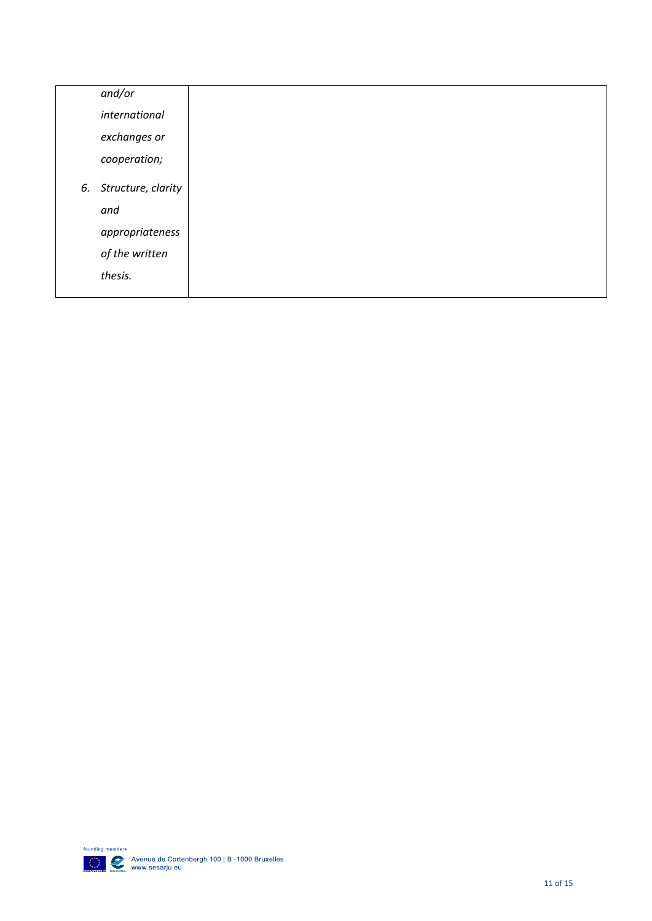| | |
|---|---|
| *and/or international exchanges or cooperation;* | |
| 6. *Structure, clarity and appropriateness of the written thesis.* | |

founding members

Avenue de Cortenbergh 100 | B -1000 Bruxelles
www.sesarju.eu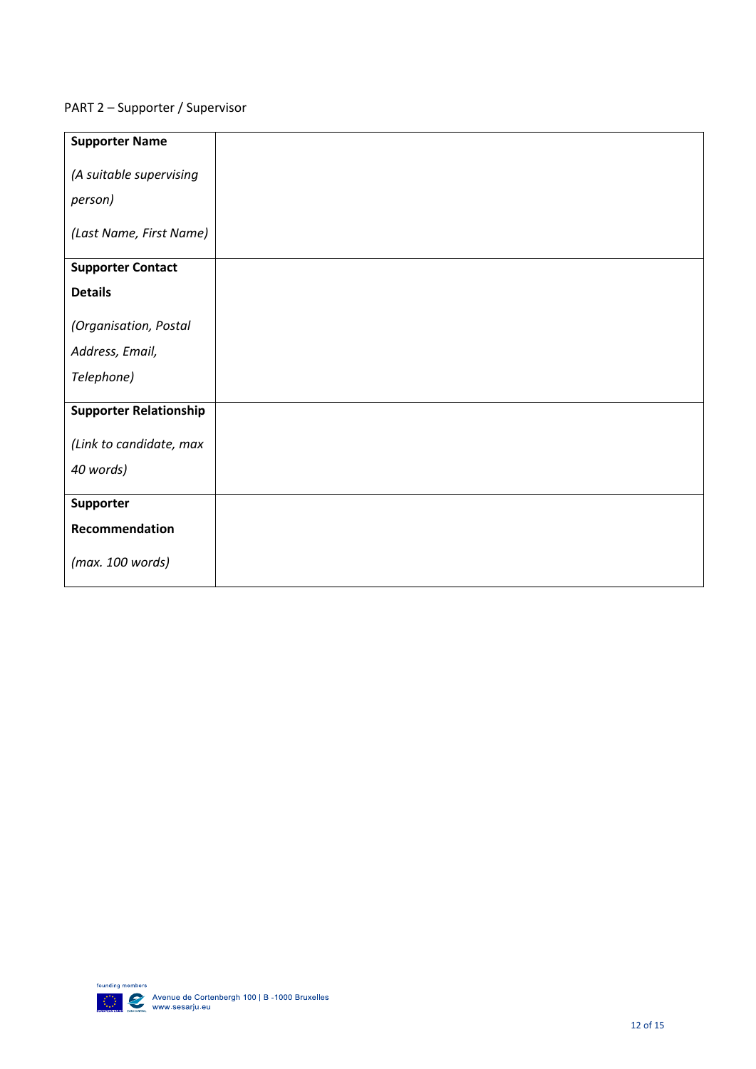PART 2 – Supporter / Supervisor

| **Supporter Name**<br><br>*(A suitable supervising person)*<br><br>*(Last Name, First Name)* | |
|---|---|
| **Supporter Contact Details**<br><br>*(Organisation, Postal Address, Email, Telephone)* | |
| **Supporter Relationship**<br><br>*(Link to candidate, max 40 words)* | |
| **Supporter Recommendation**<br><br>*(max. 100 words)* | |

founding members

Avenue de Cortenbergh 100 | B -1000 Bruxelles
www.sesarju.eu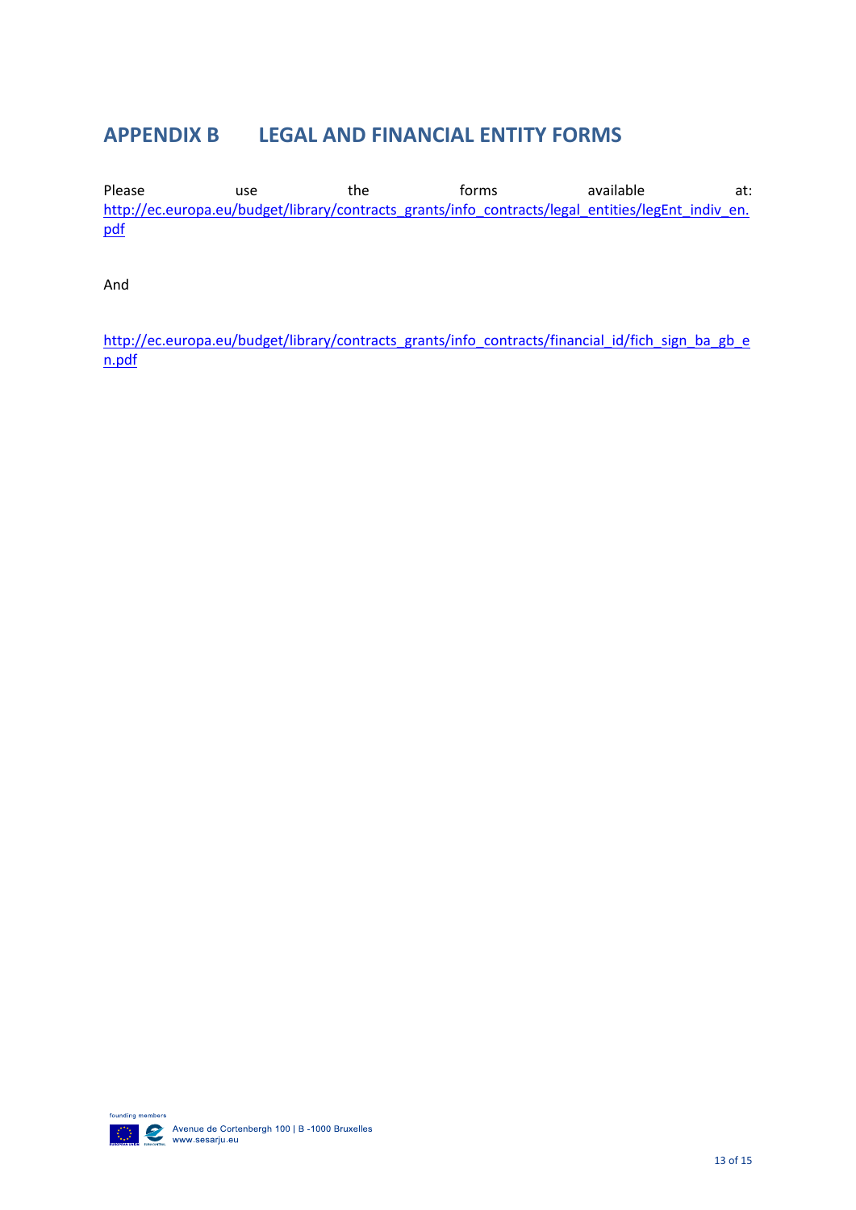# APPENDIX B LEGAL AND FINANCIAL ENTITY FORMS

Please use the forms available at: http://ec.europa.eu/budget/library/contracts_grants/info_contracts/legal_entities/legEnt_indiv_en.pdf

And

http://ec.europa.eu/budget/library/contracts_grants/info_contracts/financial_id/fich_sign_ba_gb_en.pdf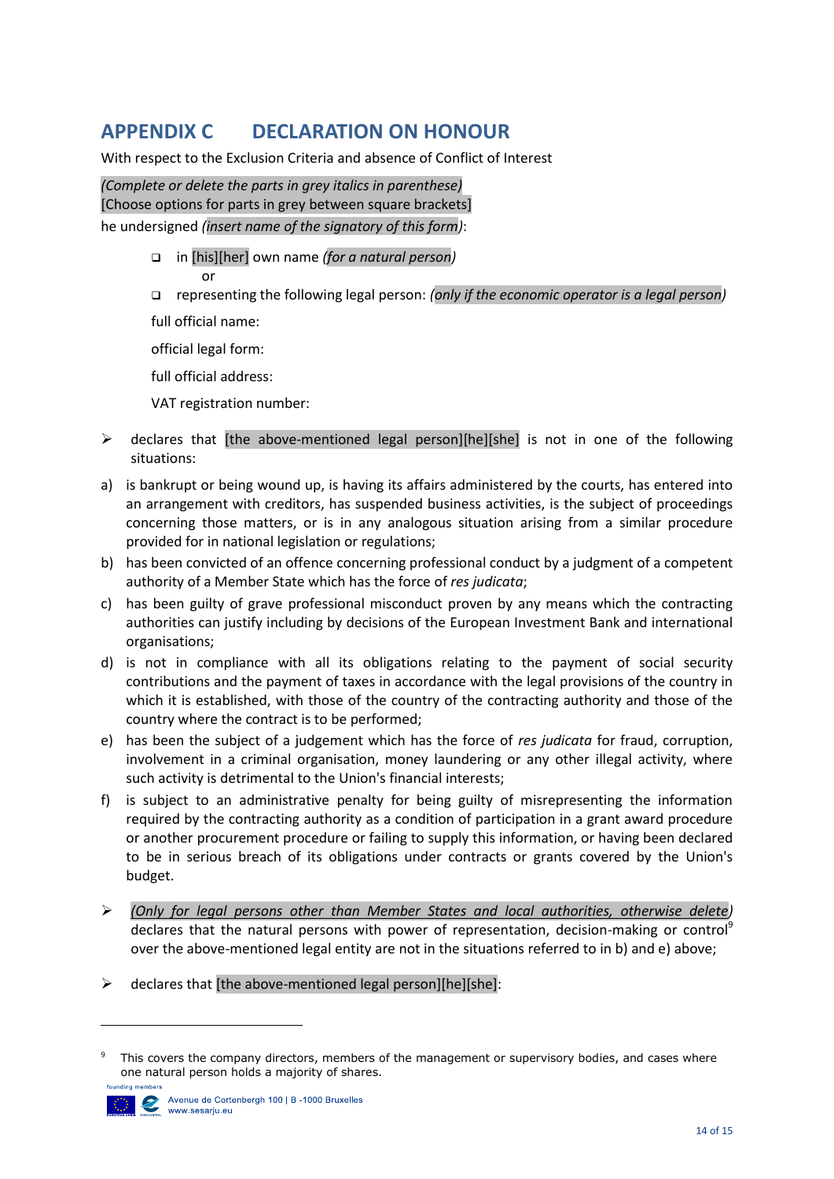# APPENDIX C DECLARATION ON HONOUR

With respect to the Exclusion Criteria and absence of Conflict of Interest

*(Complete or delete the parts in grey italics in parenthese)*
[Choose options for parts in grey between square brackets]
he undersigned *(insert name of the signatory of this form)*:

- ❑ in [his][her] own name *(for a natural person)*
  or
- ❑ representing the following legal person: *(only if the economic operator is a legal person)*

full official name:

official legal form:

full official address:

VAT registration number:

- ➢ declares that [the above-mentioned legal person][he][she] is not in one of the following situations:

a) is bankrupt or being wound up, is having its affairs administered by the courts, has entered into an arrangement with creditors, has suspended business activities, is the subject of proceedings concerning those matters, or is in any analogous situation arising from a similar procedure provided for in national legislation or regulations;

b) has been convicted of an offence concerning professional conduct by a judgment of a competent authority of a Member State which has the force of *res judicata*;

c) has been guilty of grave professional misconduct proven by any means which the contracting authorities can justify including by decisions of the European Investment Bank and international organisations;

d) is not in compliance with all its obligations relating to the payment of social security contributions and the payment of taxes in accordance with the legal provisions of the country in which it is established, with those of the country of the contracting authority and those of the country where the contract is to be performed;

e) has been the subject of a judgement which has the force of *res judicata* for fraud, corruption, involvement in a criminal organisation, money laundering or any other illegal activity, where such activity is detrimental to the Union's financial interests;

f) is subject to an administrative penalty for being guilty of misrepresenting the information required by the contracting authority as a condition of participation in a grant award procedure or another procurement procedure or failing to supply this information, or having been declared to be in serious breach of its obligations under contracts or grants covered by the Union's budget.

- ➢ *(Only for legal persons other than Member States and local authorities, otherwise delete)* declares that the natural persons with power of representation, decision-making or control[9] over the above-mentioned legal entity are not in the situations referred to in b) and e) above;

- ➢ declares that [the above-mentioned legal person][he][she]:

---

[9] This covers the company directors, members of the management or supervisory bodies, and cases where one natural person holds a majority of shares.

Avenue de Cortenbergh 100 | B -1000 Bruxelles
www.sesarju.eu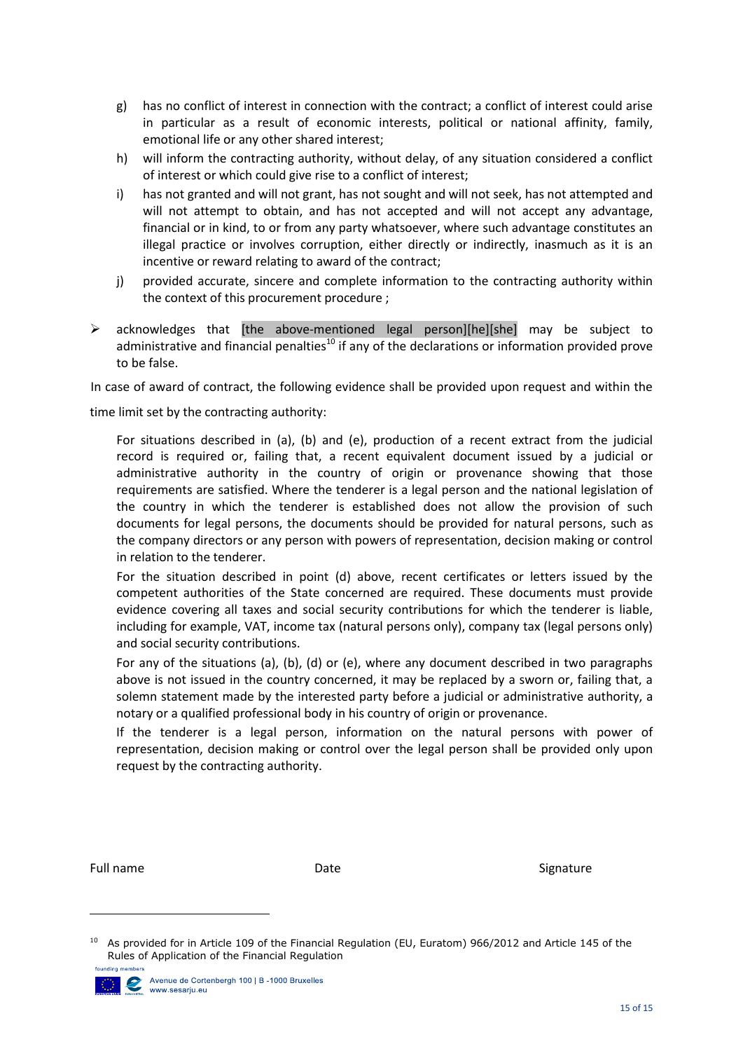g) has no conflict of interest in connection with the contract; a conflict of interest could arise in particular as a result of economic interests, political or national affinity, family, emotional life or any other shared interest;

h) will inform the contracting authority, without delay, of any situation considered a conflict of interest or which could give rise to a conflict of interest;

i) has not granted and will not grant, has not sought and will not seek, has not attempted and will not attempt to obtain, and has not accepted and will not accept any advantage, financial or in kind, to or from any party whatsoever, where such advantage constitutes an illegal practice or involves corruption, either directly or indirectly, inasmuch as it is an incentive or reward relating to award of the contract;

j) provided accurate, sincere and complete information to the contracting authority within the context of this procurement procedure ;

- acknowledges that [the above-mentioned legal person][he][she] may be subject to administrative and financial penalties[10] if any of the declarations or information provided prove to be false.

In case of award of contract, the following evidence shall be provided upon request and within the time limit set by the contracting authority:

For situations described in (a), (b) and (e), production of a recent extract from the judicial record is required or, failing that, a recent equivalent document issued by a judicial or administrative authority in the country of origin or provenance showing that those requirements are satisfied. Where the tenderer is a legal person and the national legislation of the country in which the tenderer is established does not allow the provision of such documents for legal persons, the documents should be provided for natural persons, such as the company directors or any person with powers of representation, decision making or control in relation to the tenderer.

For the situation described in point (d) above, recent certificates or letters issued by the competent authorities of the State concerned are required. These documents must provide evidence covering all taxes and social security contributions for which the tenderer is liable, including for example, VAT, income tax (natural persons only), company tax (legal persons only) and social security contributions.

For any of the situations (a), (b), (d) or (e), where any document described in two paragraphs above is not issued in the country concerned, it may be replaced by a sworn or, failing that, a solemn statement made by the interested party before a judicial or administrative authority, a notary or a qualified professional body in his country of origin or provenance.

If the tenderer is a legal person, information on the natural persons with power of representation, decision making or control over the legal person shall be provided only upon request by the contracting authority.

| Full name | Date | Signature |
|---|---|---|

[10] As provided for in Article 109 of the Financial Regulation (EU, Euratom) 966/2012 and Article 145 of the Rules of Application of the Financial Regulation